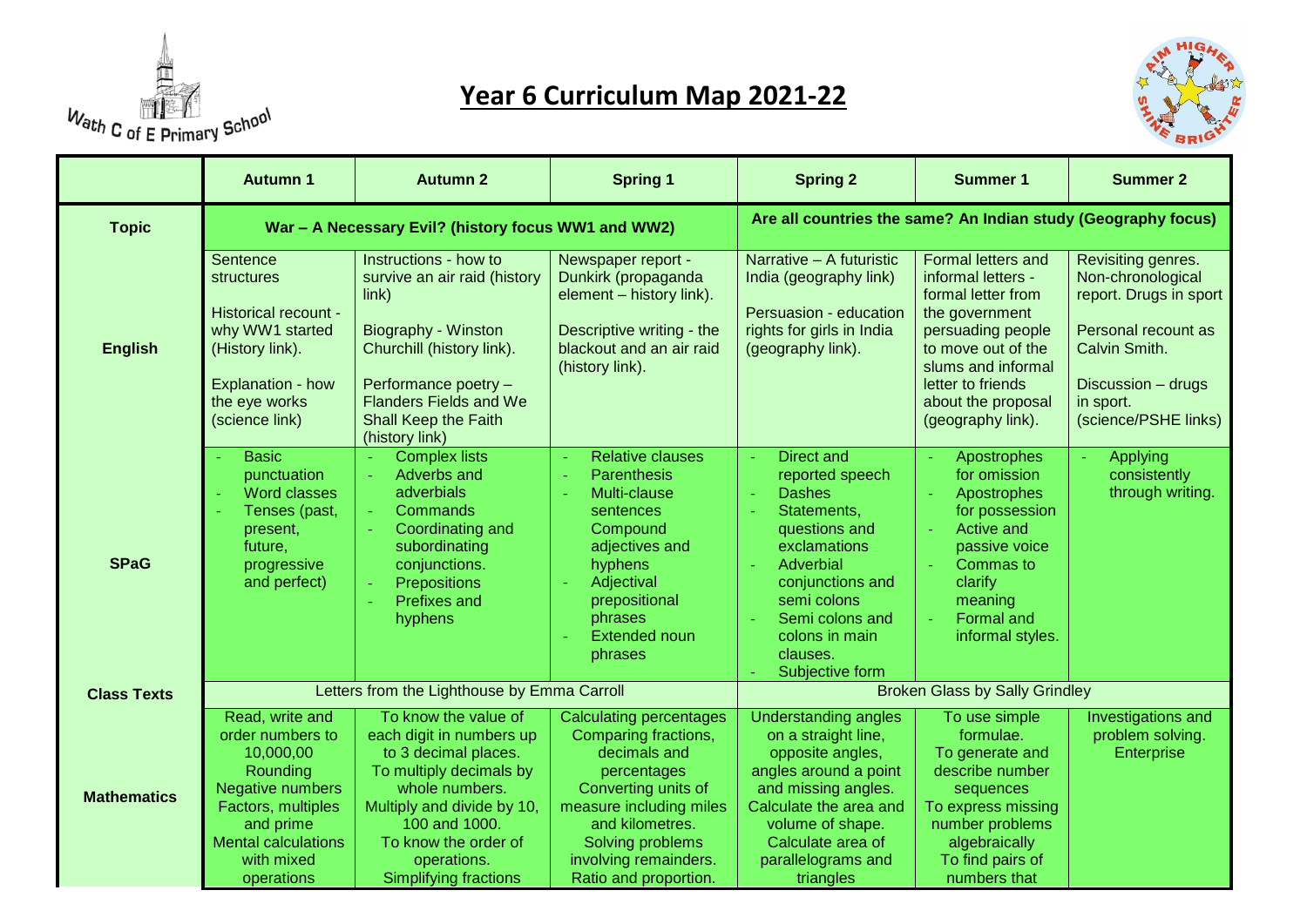Wath C of E Primary School

# Year 6 Curriculum Map 2021-22

| | Autumn 1 | Autumn 2 | Spring 1 | Spring 2 | Summer 1 | Summer 2 |
|---|---|---|---|---|---|---|
| **Topic** | **War – A Necessary Evil? (history focus WW1 and WW2)** | | | **Are all countries the same? An Indian study (Geography focus)** | | |
| **English** | Sentence structures<br><br>Historical recount - why WW1 started (History link).<br><br>Explanation - how the eye works (science link) | Instructions - how to survive an air raid (history link)<br><br>Biography - Winston Churchill (history link).<br><br>Performance poetry – Flanders Fields and We Shall Keep the Faith (history link) | Newspaper report - Dunkirk (propaganda element – history link).<br><br>Descriptive writing - the blackout and an air raid (history link). | Narrative – A futuristic India (geography link)<br><br>Persuasion - education rights for girls in India (geography link). | Formal letters and informal letters - formal letter from the government persuading people to move out of the slums and informal letter to friends about the proposal (geography link). | Revisiting genres. Non-chronological report. Drugs in sport<br><br>Personal recount as Calvin Smith.<br><br>Discussion – drugs in sport. (science/PSHE links) |
| **SPaG** | - Basic punctuation<br>- Word classes<br>- Tenses (past, present, future, progressive and perfect) | - Complex lists<br>- Adverbs and adverbials<br>- Commands<br>- Coordinating and subordinating conjunctions.<br>- Prepositions<br>- Prefixes and hyphens | - Relative clauses<br>- Parenthesis<br>- Multi-clause sentences<br>- Compound adjectives and hyphens<br>- Adjectival prepositional phrases<br>- Extended noun phrases | - Direct and reported speech<br>- Dashes<br>- Statements, questions and exclamations<br>- Adverbial conjunctions and semi colons<br>- Semi colons and colons in main clauses.<br>- Subjective form | - Apostrophes for omission<br>- Apostrophes for possession<br>- Active and passive voice<br>- Commas to clarify meaning<br>- Formal and informal styles. | - Applying consistently through writing. |
| **Class Texts** | Letters from the Lighthouse by Emma Carroll | | | Broken Glass by Sally Grindley | | |
| **Mathematics** | Read, write and order numbers to 10,000,00<br>Rounding<br>Negative numbers<br>Factors, multiples and prime<br>Mental calculations with mixed operations | To know the value of each digit in numbers up to 3 decimal places.<br>To multiply decimals by whole numbers.<br>Multiply and divide by 10, 100 and 1000.<br>To know the order of operations.<br>Simplifying fractions | Calculating percentages<br>Comparing fractions, decimals and percentages<br>Converting units of measure including miles and kilometres.<br>Solving problems involving remainders.<br>Ratio and proportion. | Understanding angles on a straight line, opposite angles, angles around a point and missing angles.<br>Calculate the area and volume of shape.<br>Calculate area of parallelograms and triangles | To use simple formulae.<br>To generate and describe number sequences<br>To express missing number problems algebraically<br>To find pairs of numbers that | Investigations and problem solving.<br>Enterprise |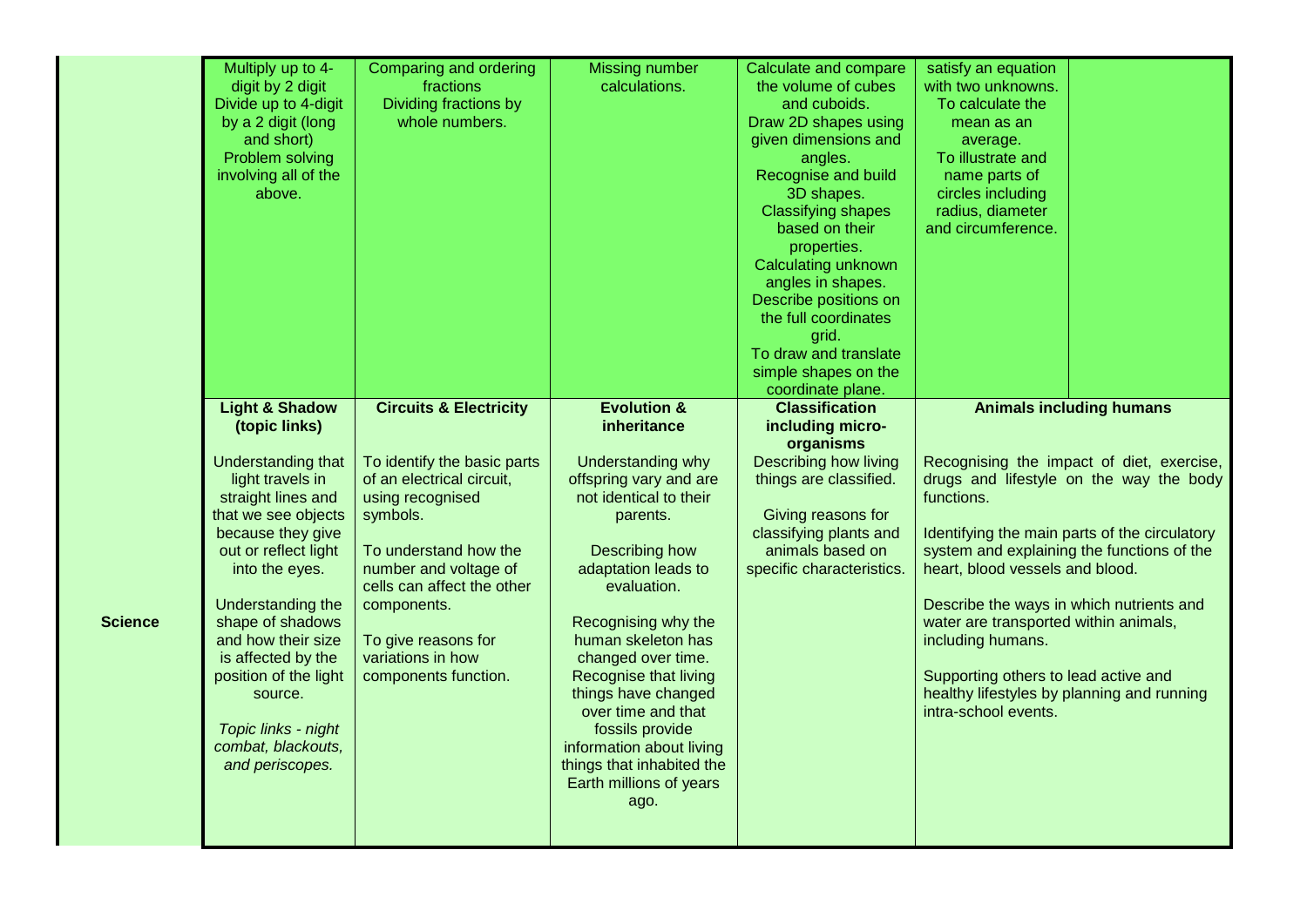| | | | | | | |
|---|---|---|---|---|---|---|
| | Multiply up to 4-digit by 2 digit<br>Divide up to 4-digit by a 2 digit (long and short)<br>Problem solving involving all of the above. | Comparing and ordering fractions<br>Dividing fractions by whole numbers. | Missing number calculations. | Calculate and compare the volume of cubes and cuboids.<br>Draw 2D shapes using given dimensions and angles.<br>Recognise and build 3D shapes.<br>Classifying shapes based on their properties.<br>Calculating unknown angles in shapes.<br>Describe positions on the full coordinates grid.<br>To draw and translate simple shapes on the coordinate plane. | satisfy an equation with two unknowns.<br>To calculate the mean as an average.<br>To illustrate and name parts of circles including radius, diameter and circumference. | |
| **Science** | **Light & Shadow (topic links)**<br><br>Understanding that light travels in straight lines and that we see objects because they give out or reflect light into the eyes.<br><br>Understanding the shape of shadows and how their size is affected by the position of the light source.<br><br>*Topic links - night combat, blackouts, and periscopes.* | **Circuits & Electricity**<br><br>To identify the basic parts of an electrical circuit, using recognised symbols.<br><br>To understand how the number and voltage of cells can affect the other components.<br><br>To give reasons for variations in how components function. | **Evolution & inheritance**<br><br>Understanding why offspring vary and are not identical to their parents.<br><br>Describing how adaptation leads to evaluation.<br><br>Recognising why the human skeleton has changed over time.<br>Recognise that living things have changed over time and that fossils provide information about living things that inhabited the Earth millions of years ago. | **Classification including micro-organisms**<br>Describing how living things are classified.<br><br>Giving reasons for classifying plants and animals based on specific characteristics. | **Animals including humans**<br><br>Recognising the impact of diet, exercise, drugs and lifestyle on the way the body functions.<br><br>Identifying the main parts of the circulatory system and explaining the functions of the heart, blood vessels and blood.<br><br>Describe the ways in which nutrients and water are transported within animals, including humans.<br><br>Supporting others to lead active and healthy lifestyles by planning and running intra-school events. | |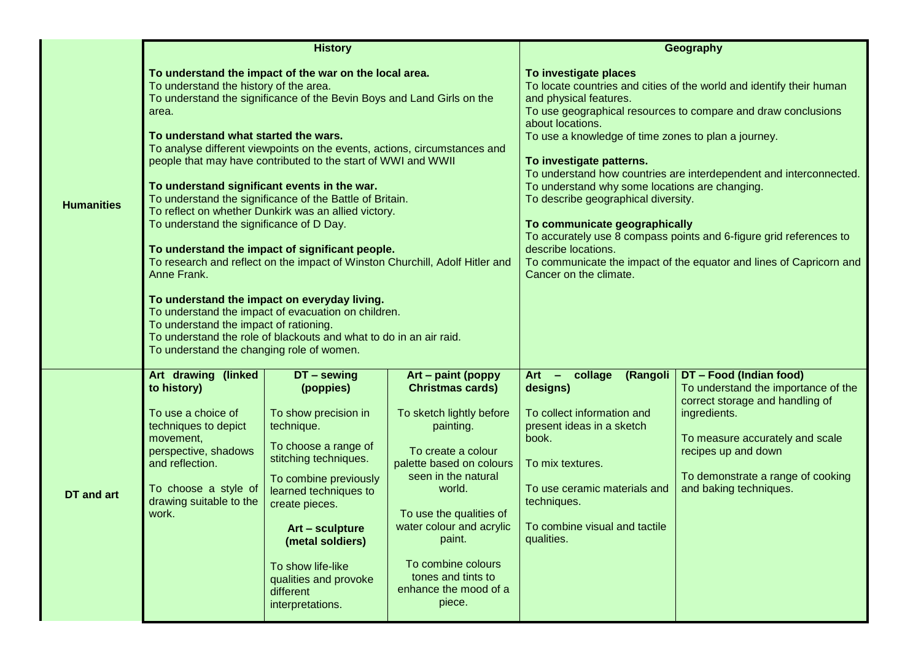| | History | | | Geography | |
|---|---|---|---|---|---|
| **Humanities** | **To understand the impact of the war on the local area.**<br>To understand the history of the area.<br>To understand the significance of the Bevin Boys and Land Girls on the area.<br><br>**To understand what started the wars.**<br>To analyse different viewpoints on the events, actions, circumstances and people that may have contributed to the start of WWI and WWII<br><br>**To understand significant events in the war.**<br>To understand the significance of the Battle of Britain.<br>To reflect on whether Dunkirk was an allied victory.<br>To understand the significance of D Day.<br><br>**To understand the impact of significant people.**<br>To research and reflect on the impact of Winston Churchill, Adolf Hitler and Anne Frank.<br><br>**To understand the impact on everyday living.**<br>To understand the impact of evacuation on children.<br>To understand the impact of rationing.<br>To understand the role of blackouts and what to do in an air raid.<br>To understand the changing role of women. | | | **To investigate places**<br>To locate countries and cities of the world and identify their human and physical features.<br>To use geographical resources to compare and draw conclusions about locations.<br>To use a knowledge of time zones to plan a journey.<br><br>**To investigate patterns.**<br>To understand how countries are interdependent and interconnected.<br>To understand why some locations are changing.<br>To describe geographical diversity.<br><br>**To communicate geographically**<br>To accurately use 8 compass points and 6-figure grid references to describe locations.<br>To communicate the impact of the equator and lines of Capricorn and Cancer on the climate. | |
| **DT and art** | **Art drawing (linked to history)**<br><br>To use a choice of techniques to depict movement, perspective, shadows and reflection.<br><br>To choose a style of drawing suitable to the work. | **DT – sewing (poppies)**<br><br>To show precision in technique.<br><br>To choose a range of stitching techniques.<br><br>To combine previously learned techniques to create pieces.<br><br>**Art – sculpture (metal soldiers)**<br><br>To show life-like qualities and provoke different interpretations. | **Art – paint (poppy Christmas cards)**<br><br>To sketch lightly before painting.<br><br>To create a colour palette based on colours seen in the natural world.<br><br>To use the qualities of water colour and acrylic paint.<br><br>To combine colours tones and tints to enhance the mood of a piece. | **Art – collage (Rangoli designs)**<br><br>To collect information and present ideas in a sketch book.<br><br>To mix textures.<br><br>To use ceramic materials and techniques.<br><br>To combine visual and tactile qualities. | **DT – Food (Indian food)**<br>To understand the importance of the correct storage and handling of ingredients.<br><br>To measure accurately and scale recipes up and down<br><br>To demonstrate a range of cooking and baking techniques. |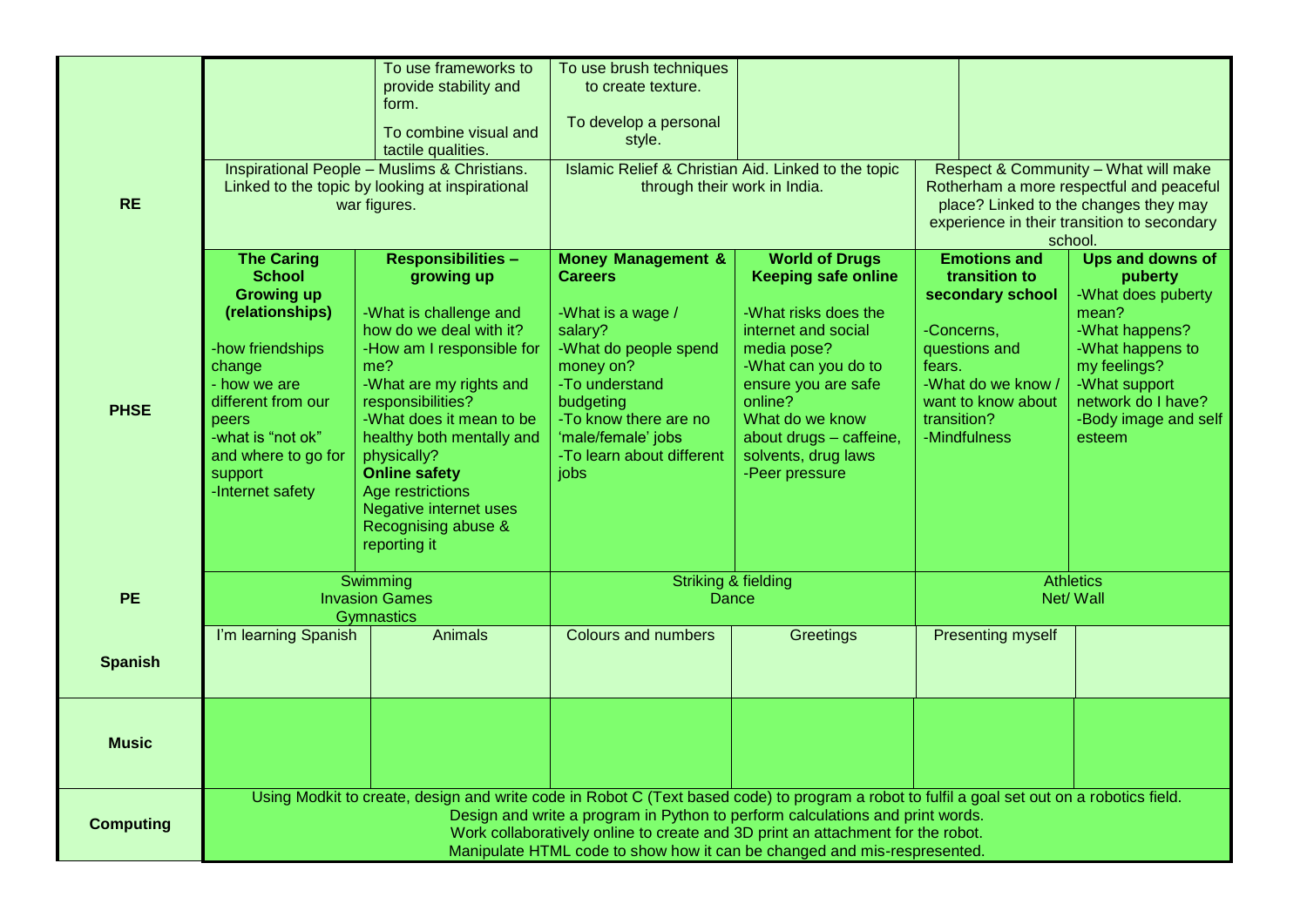| | | | | | | |
|---|---|---|---|---|---|---|
| | | To use frameworks to provide stability and form.<br><br>To combine visual and tactile qualities. | To use brush techniques to create texture.<br><br>To develop a personal style. | | | |
| **RE** | Inspirational People – Muslims & Christians. Linked to the topic by looking at inspirational war figures. | | Islamic Relief & Christian Aid. Linked to the topic through their work in India. | | Respect & Community – What will make Rotherham a more respectful and peaceful place? Linked to the changes they may experience in their transition to secondary school. | |
| **PHSE** | **The Caring School**<br>**Growing up (relationships)**<br><br>-how friendships change<br>- how we are different from our peers<br>-what is "not ok" and where to go for support<br>-Internet safety | **Responsibilities – growing up**<br><br>-What is challenge and how do we deal with it?<br>-How am I responsible for me?<br>-What are my rights and responsibilities?<br>-What does it mean to be healthy both mentally and physically?<br>**Online safety**<br>Age restrictions<br>Negative internet uses<br>Recognising abuse & reporting it | **Money Management & Careers**<br><br>-What is a wage / salary?<br>-What do people spend money on?<br>-To understand budgeting<br>-To know there are no 'male/female' jobs<br>-To learn about different jobs | **World of Drugs**<br>**Keeping safe online**<br><br>-What risks does the internet and social media pose?<br>-What can you do to ensure you are safe online?<br>What do we know about drugs – caffeine, solvents, drug laws<br>-Peer pressure | **Emotions and transition to secondary school**<br><br>-Concerns, questions and fears.<br>-What do we know / want to know about transition?<br>-Mindfulness | **Ups and downs of puberty**<br>-What does puberty mean?<br>-What happens?<br>-What happens to my feelings?<br>-What support network do I have?<br>-Body image and self esteem |
| **PE** | Swimming<br>Invasion Games<br>Gymnastics | | Striking & fielding<br>Dance | | Athletics<br>Net/ Wall | |
| **Spanish** | I'm learning Spanish | Animals | Colours and numbers | Greetings | Presenting myself | |
| **Music** | | | | | | |
| **Computing** | Using Modkit to create, design and write code in Robot C (Text based code) to program a robot to fulfil a goal set out on a robotics field.<br>Design and write a program in Python to perform calculations and print words.<br>Work collaboratively online to create and 3D print an attachment for the robot.<br>Manipulate HTML code to show how it can be changed and mis-respresented. | | | | | |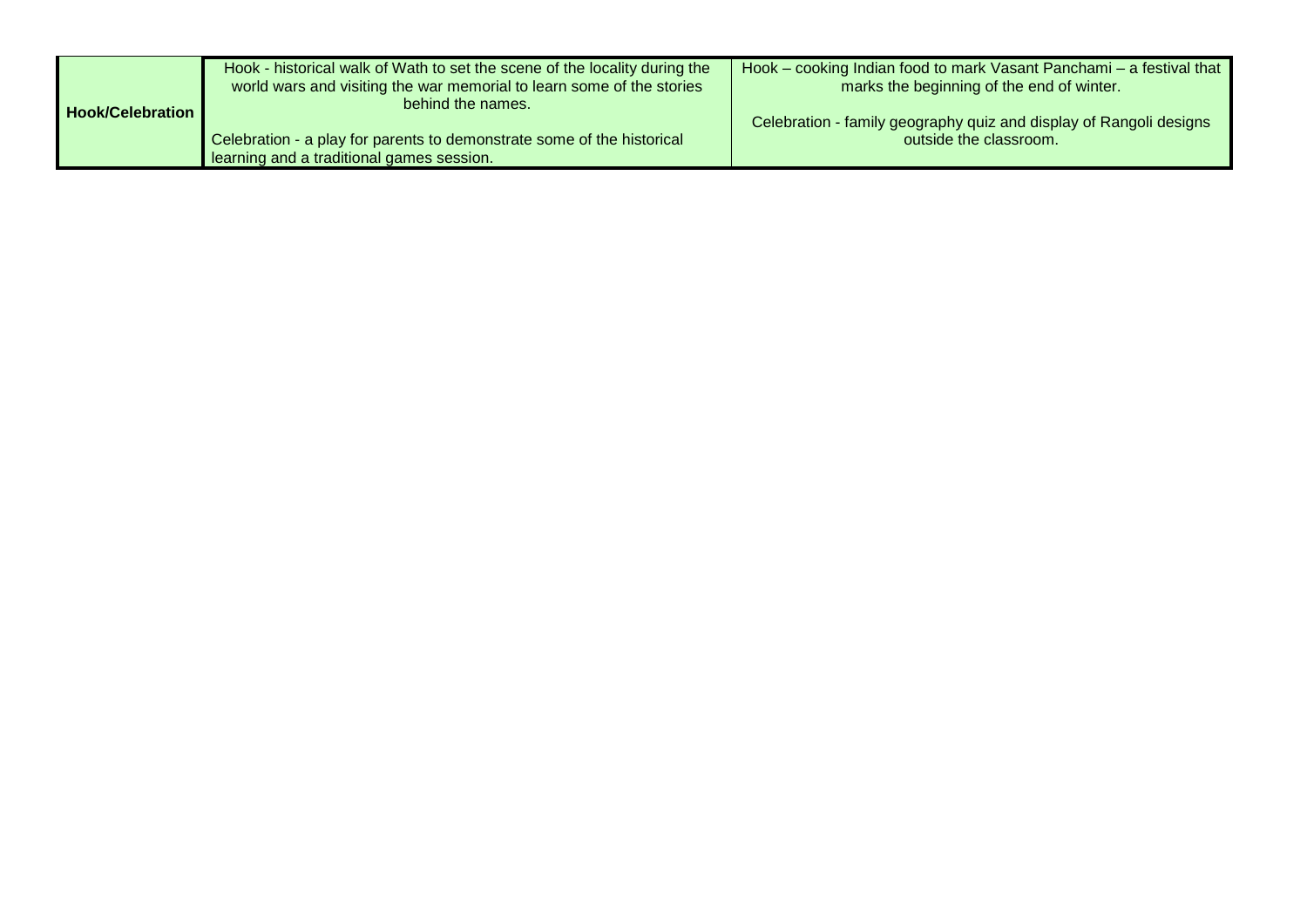| | | |
|---|---|---|
| **Hook/Celebration** | Hook - historical walk of Wath to set the scene of the locality during the world wars and visiting the war memorial to learn some of the stories behind the names.<br><br>Celebration - a play for parents to demonstrate some of the historical learning and a traditional games session. | Hook – cooking Indian food to mark Vasant Panchami – a festival that marks the beginning of the end of winter.<br><br>Celebration - family geography quiz and display of Rangoli designs outside the classroom. |